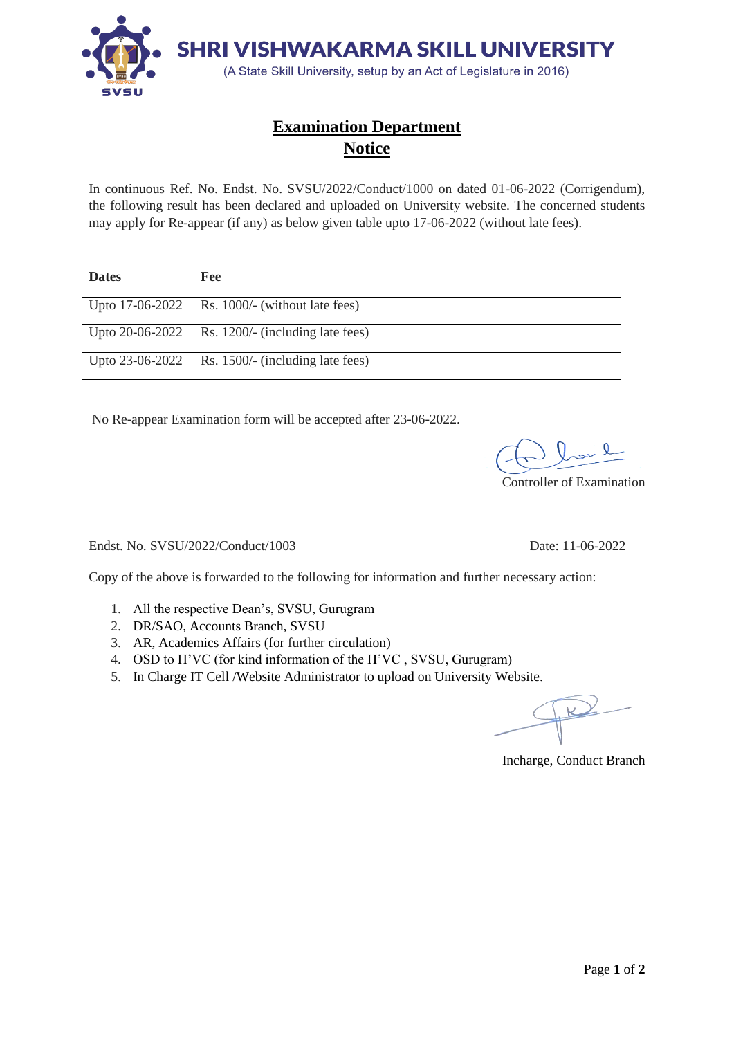# SHRI VISHWAKARMA SKILL UNIVERSITY

(A State Skill University, setup by an Act of Legislature in 2016)

## Examination Department

## Notice

In continuous Ref. No. Endst. No. SVSU/2022/Conduct/1000 on dated 01-06-2022 (Corrigendum), the following result has been declared and uploaded on University website. The concerned students may apply for Re-appear (if any) as below given table upto 17-06-2022 (without late fees).

| Dates | Fee |
| --- | --- |
| Upto 17-06-2022 | Rs. 1000/- (without late fees) |
| Upto 20-06-2022 | Rs. 1200/- (including late fees) |
| Upto 23-06-2022 | Rs. 1500/- (including late fees) |

No Re-appear Examination form will be accepted after 23-06-2022.

Controller of Examination

Endst. No. SVSU/2022/Conduct/1003 Date: 11-06-2022

Copy of the above is forwarded to the following for information and further necessary action:

1. All the respective Dean's, SVSU, Gurugram
2. DR/SAO, Accounts Branch, SVSU
3. AR, Academics Affairs (for further circulation)
4. OSD to H'VC (for kind information of the H'VC , SVSU, Gurugram)
5. In Charge IT Cell /Website Administrator to upload on University Website.

Incharge, Conduct Branch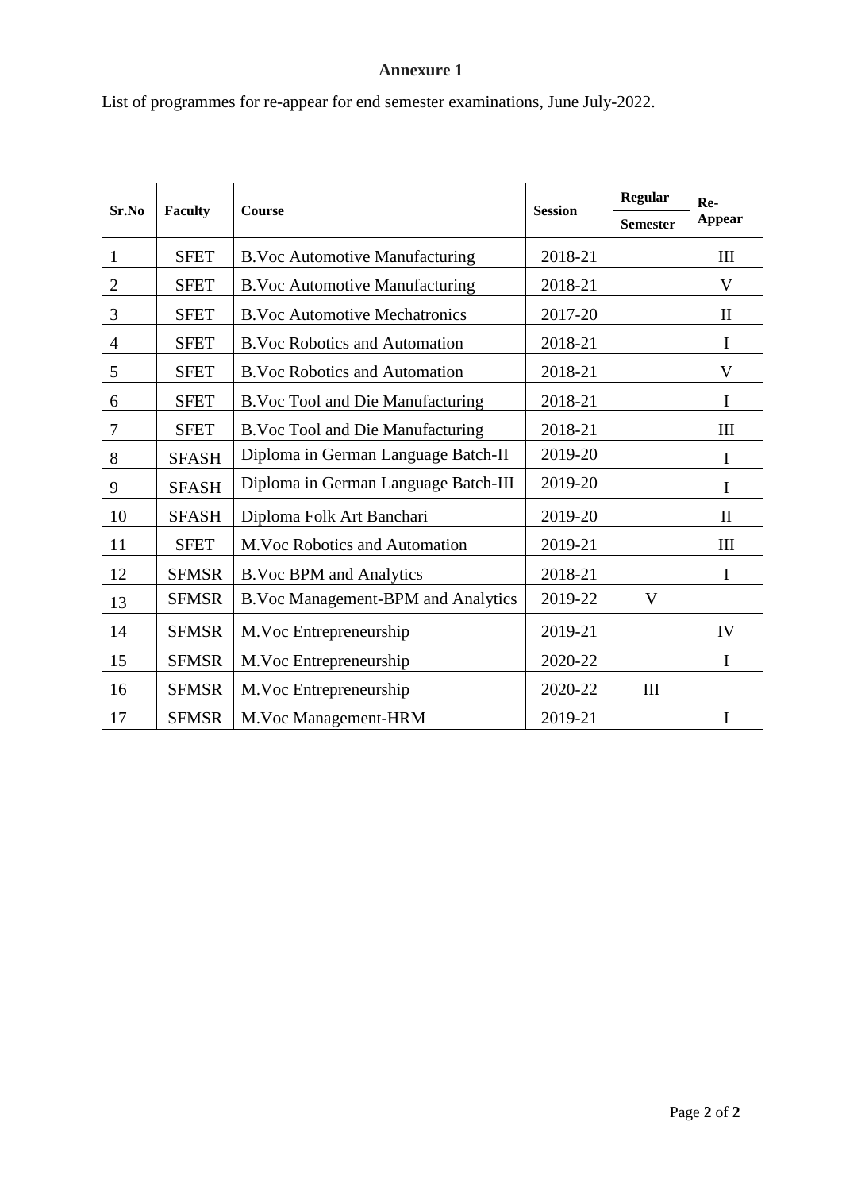**Annexure 1**

List of programmes for re-appear for end semester examinations, June July-2022.

| Sr.No | Faculty | Course | Session | Regular Semester | Re-Appear |
|---|---|---|---|---|---|
| 1 | SFET | B.Voc Automotive Manufacturing | 2018-21 | | III |
| 2 | SFET | B.Voc Automotive Manufacturing | 2018-21 | | V |
| 3 | SFET | B.Voc Automotive Mechatronics | 2017-20 | | II |
| 4 | SFET | B.Voc Robotics and Automation | 2018-21 | | I |
| 5 | SFET | B.Voc Robotics and Automation | 2018-21 | | V |
| 6 | SFET | B.Voc Tool and Die Manufacturing | 2018-21 | | I |
| 7 | SFET | B.Voc Tool and Die Manufacturing | 2018-21 | | III |
| 8 | SFASH | Diploma in German Language Batch-II | 2019-20 | | I |
| 9 | SFASH | Diploma in German Language Batch-III | 2019-20 | | I |
| 10 | SFASH | Diploma Folk Art Banchari | 2019-20 | | II |
| 11 | SFET | M.Voc Robotics and Automation | 2019-21 | | III |
| 12 | SFMSR | B.Voc BPM and Analytics | 2018-21 | | I |
| 13 | SFMSR | B.Voc Management-BPM and Analytics | 2019-22 | V | |
| 14 | SFMSR | M.Voc Entrepreneurship | 2019-21 | | IV |
| 15 | SFMSR | M.Voc Entrepreneurship | 2020-22 | | I |
| 16 | SFMSR | M.Voc Entrepreneurship | 2020-22 | III | |
| 17 | SFMSR | M.Voc Management-HRM | 2019-21 | | I |